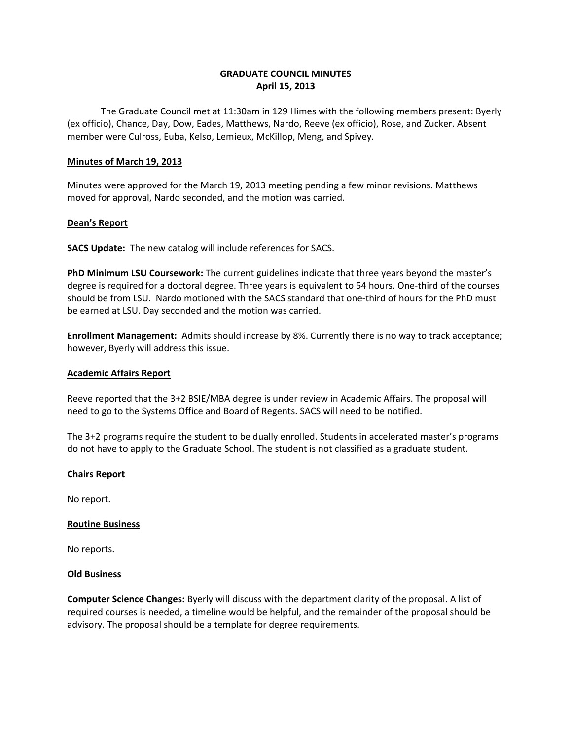**GRADUATE COUNCIL MINUTES**
**April 15, 2013**

The Graduate Council met at 11:30am in 129 Himes with the following members present: Byerly (ex officio), Chance, Day, Dow, Eades, Matthews, Nardo, Reeve (ex officio), Rose, and Zucker. Absent member were Culross, Euba, Kelso, Lemieux, McKillop, Meng, and Spivey.

<u>**Minutes of March 19, 2013**</u>

Minutes were approved for the March 19, 2013 meeting pending a few minor revisions. Matthews moved for approval, Nardo seconded, and the motion was carried.

<u>**Dean's Report**</u>

**SACS Update:** The new catalog will include references for SACS.

**PhD Minimum LSU Coursework:** The current guidelines indicate that three years beyond the master's degree is required for a doctoral degree. Three years is equivalent to 54 hours. One-third of the courses should be from LSU. Nardo motioned with the SACS standard that one-third of hours for the PhD must be earned at LSU. Day seconded and the motion was carried.

**Enrollment Management:** Admits should increase by 8%. Currently there is no way to track acceptance; however, Byerly will address this issue.

<u>**Academic Affairs Report**</u>

Reeve reported that the 3+2 BSIE/MBA degree is under review in Academic Affairs. The proposal will need to go to the Systems Office and Board of Regents. SACS will need to be notified.

The 3+2 programs require the student to be dually enrolled. Students in accelerated master's programs do not have to apply to the Graduate School. The student is not classified as a graduate student.

<u>**Chairs Report**</u>

No report.

<u>**Routine Business**</u>

No reports.

<u>**Old Business**</u>

**Computer Science Changes:** Byerly will discuss with the department clarity of the proposal. A list of required courses is needed, a timeline would be helpful, and the remainder of the proposal should be advisory. The proposal should be a template for degree requirements.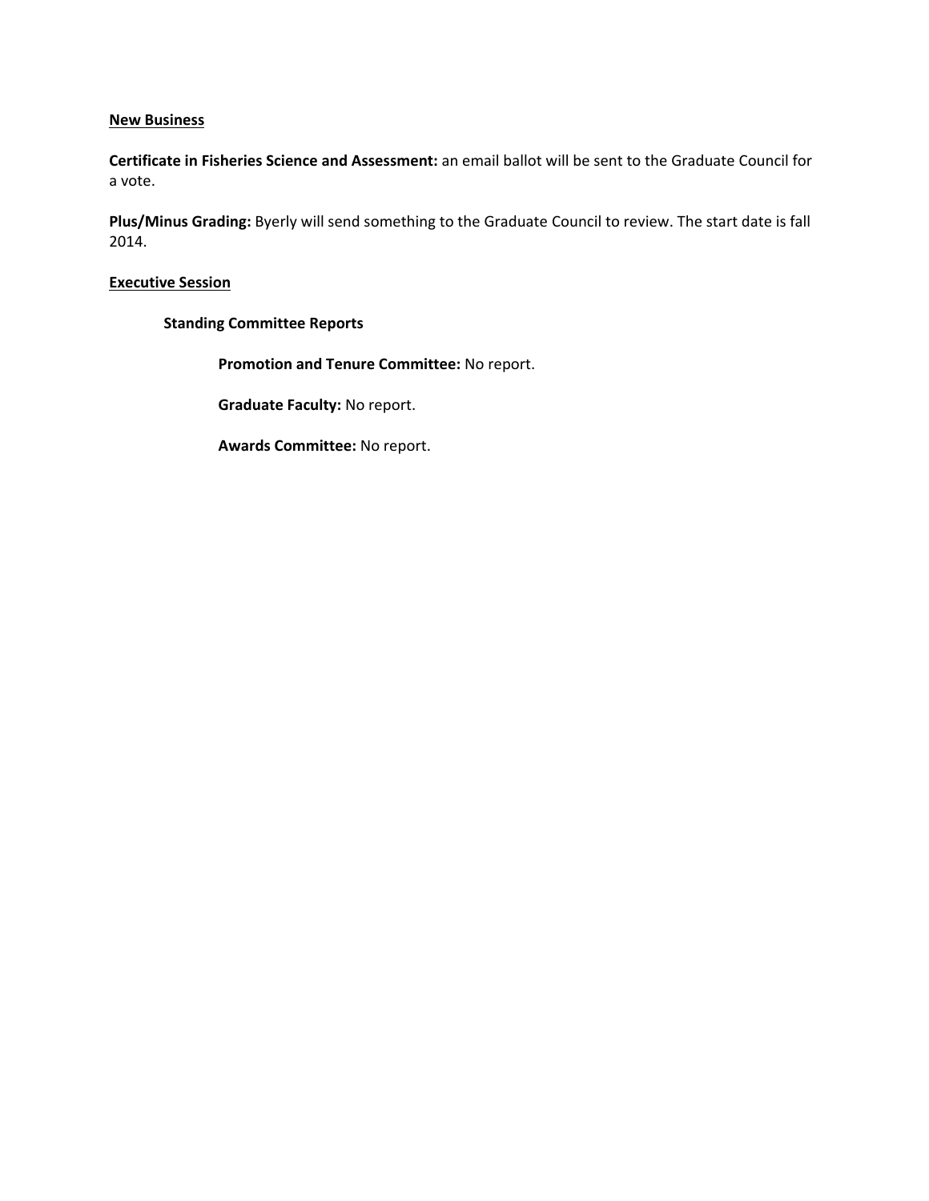## New Business

**Certificate in Fisheries Science and Assessment:** an email ballot will be sent to the Graduate Council for a vote.

**Plus/Minus Grading:** Byerly will send something to the Graduate Council to review. The start date is fall 2014.

## Executive Session

### Standing Committee Reports

**Promotion and Tenure Committee:** No report.

**Graduate Faculty:** No report.

**Awards Committee:** No report.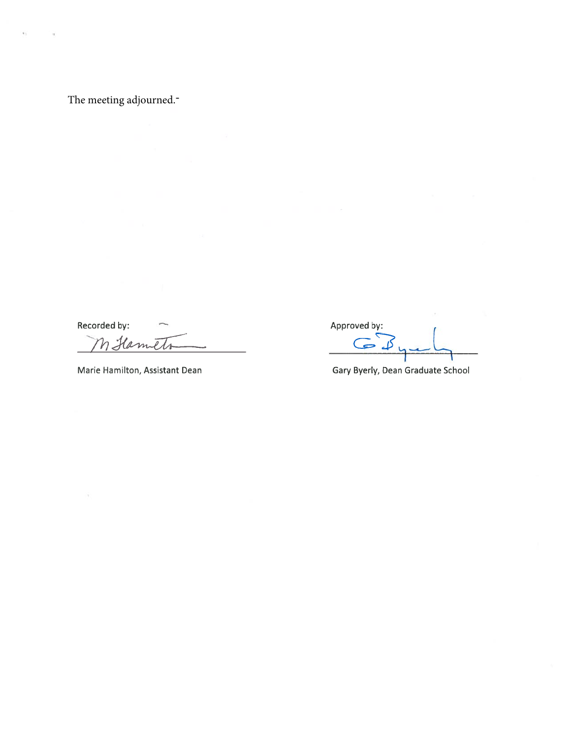The meeting adjourned.

Recorded by:

Marie Hamilton, Assistant Dean

Approved by:

Gary Byerly, Dean Graduate School